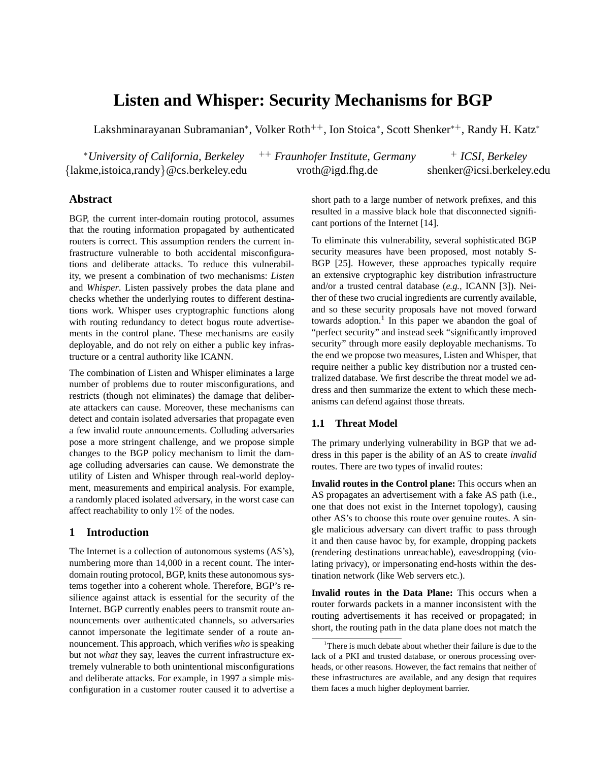# Listen and Whisper: Security Mechanisms for BGP

Lakshminarayanan Subramanian[*], Volker Roth[++], Ion Stoica[*], Scott Shenker[*+], Randy H. Katz[*]

[*] *University of California, Berkeley*
{lakme,istoica,randy}@cs.berkeley.edu

[++] *Fraunhofer Institute, Germany*
vroth@igd.fhg.de

[+] *ICSI, Berkeley*
shenker@icsi.berkeley.edu

## Abstract

BGP, the current inter-domain routing protocol, assumes that the routing information propagated by authenticated routers is correct. This assumption renders the current infrastructure vulnerable to both accidental misconfigurations and deliberate attacks. To reduce this vulnerability, we present a combination of two mechanisms: *Listen* and *Whisper*. Listen passively probes the data plane and checks whether the underlying routes to different destinations work. Whisper uses cryptographic functions along with routing redundancy to detect bogus route advertisements in the control plane. These mechanisms are easily deployable, and do not rely on either a public key infrastructure or a central authority like ICANN.

The combination of Listen and Whisper eliminates a large number of problems due to router misconfigurations, and restricts (though not eliminates) the damage that deliberate attackers can cause. Moreover, these mechanisms can detect and contain isolated adversaries that propagate even a few invalid route announcements. Colluding adversaries pose a more stringent challenge, and we propose simple changes to the BGP policy mechanism to limit the damage colluding adversaries can cause. We demonstrate the utility of Listen and Whisper through real-world deployment, measurements and empirical analysis. For example, a randomly placed isolated adversary, in the worst case can affect reachability to only $1\%$ of the nodes.

## 1 Introduction

The Internet is a collection of autonomous systems (AS's), numbering more than 14,000 in a recent count. The inter-domain routing protocol, BGP, knits these autonomous systems together into a coherent whole. Therefore, BGP's resilience against attack is essential for the security of the Internet. BGP currently enables peers to transmit route announcements over authenticated channels, so adversaries cannot impersonate the legitimate sender of a route announcement. This approach, which verifies *who* is speaking but not *what* they say, leaves the current infrastructure extremely vulnerable to both unintentional misconfigurations and deliberate attacks. For example, in 1997 a simple misconfiguration in a customer router caused it to advertise a short path to a large number of network prefixes, and this resulted in a massive black hole that disconnected significant portions of the Internet [14].

To eliminate this vulnerability, several sophisticated BGP security measures have been proposed, most notably S-BGP [25]. However, these approaches typically require an extensive cryptographic key distribution infrastructure and/or a trusted central database (*e.g.,* ICANN [3]). Neither of these two crucial ingredients are currently available, and so these security proposals have not moved forward towards adoption.[1] In this paper we abandon the goal of "perfect security" and instead seek "significantly improved security" through more easily deployable mechanisms. To the end we propose two measures, Listen and Whisper, that require neither a public key distribution nor a trusted centralized database. We first describe the threat model we address and then summarize the extent to which these mechanisms can defend against those threats.

### 1.1 Threat Model

The primary underlying vulnerability in BGP that we address in this paper is the ability of an AS to create *invalid* routes. There are two types of invalid routes:

**Invalid routes in the Control plane:** This occurs when an AS propagates an advertisement with a fake AS path (i.e., one that does not exist in the Internet topology), causing other AS's to choose this route over genuine routes. A single malicious adversary can divert traffic to pass through it and then cause havoc by, for example, dropping packets (rendering destinations unreachable), eavesdropping (violating privacy), or impersonating end-hosts within the destination network (like Web servers etc.).

**Invalid routes in the Data Plane:** This occurs when a router forwards packets in a manner inconsistent with the routing advertisements it has received or propagated; in short, the routing path in the data plane does not match the

[1] There is much debate about whether their failure is due to the lack of a PKI and trusted database, or onerous processing overheads, or other reasons. However, the fact remains that neither of these infrastructures are available, and any design that requires them faces a much higher deployment barrier.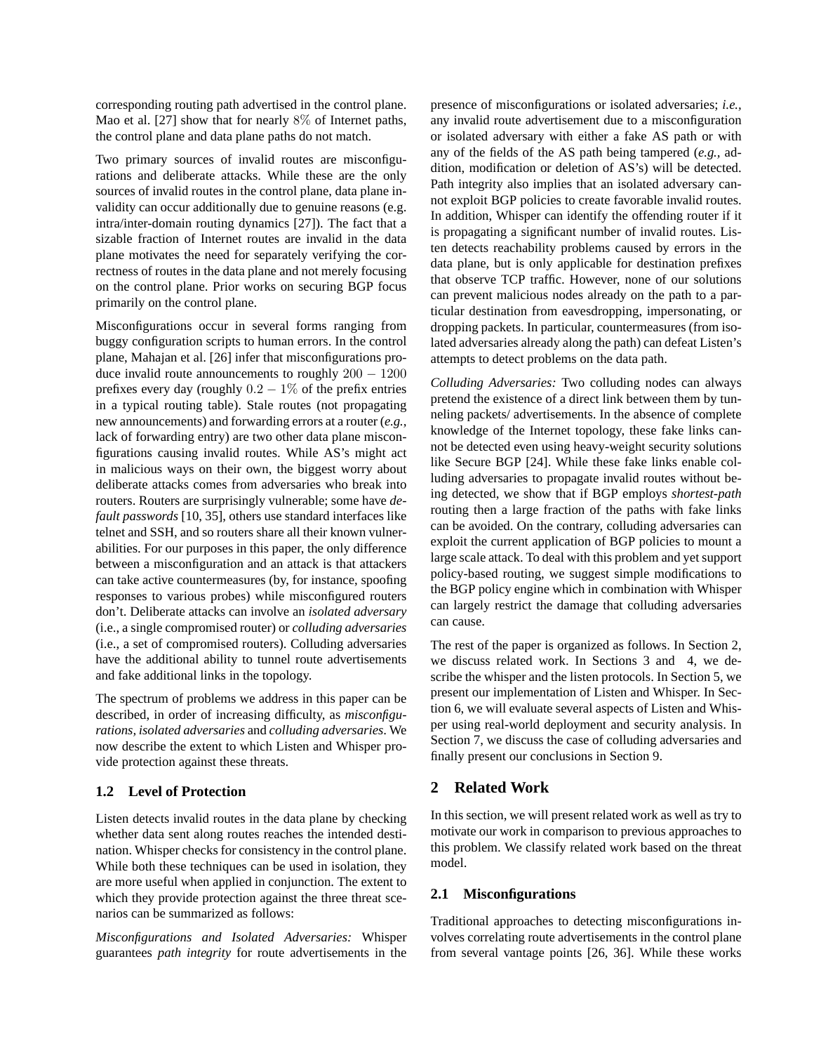corresponding routing path advertised in the control plane. Mao et al. [27] show that for nearly $8\%$ of Internet paths, the control plane and data plane paths do not match.

Two primary sources of invalid routes are misconfigurations and deliberate attacks. While these are the only sources of invalid routes in the control plane, data plane invalidity can occur additionally due to genuine reasons (e.g. intra/inter-domain routing dynamics [27]). The fact that a sizable fraction of Internet routes are invalid in the data plane motivates the need for separately verifying the correctness of routes in the data plane and not merely focusing on the control plane. Prior works on securing BGP focus primarily on the control plane.

Misconfigurations occur in several forms ranging from buggy configuration scripts to human errors. In the control plane, Mahajan et al. [26] infer that misconfigurations produce invalid route announcements to roughly $200 - 1200$ prefixes every day (roughly $0.2 - 1\%$ of the prefix entries in a typical routing table). Stale routes (not propagating new announcements) and forwarding errors at a router (*e.g.,* lack of forwarding entry) are two other data plane misconfigurations causing invalid routes. While AS's might act in malicious ways on their own, the biggest worry about deliberate attacks comes from adversaries who break into routers. Routers are surprisingly vulnerable; some have *default passwords* [10, 35], others use standard interfaces like telnet and SSH, and so routers share all their known vulnerabilities. For our purposes in this paper, the only difference between a misconfiguration and an attack is that attackers can take active countermeasures (by, for instance, spoofing responses to various probes) while misconfigured routers don't. Deliberate attacks can involve an *isolated adversary* (i.e., a single compromised router) or *colluding adversaries* (i.e., a set of compromised routers). Colluding adversaries have the additional ability to tunnel route advertisements and fake additional links in the topology.

The spectrum of problems we address in this paper can be described, in order of increasing difficulty, as *misconfigurations, isolated adversaries* and *colluding adversaries*. We now describe the extent to which Listen and Whisper provide protection against these threats.

### 1.2 Level of Protection

Listen detects invalid routes in the data plane by checking whether data sent along routes reaches the intended destination. Whisper checks for consistency in the control plane. While both these techniques can be used in isolation, they are more useful when applied in conjunction. The extent to which they provide protection against the three threat scenarios can be summarized as follows:

*Misconfigurations and Isolated Adversaries:* Whisper guarantees *path integrity* for route advertisements in the presence of misconfigurations or isolated adversaries; *i.e.,* any invalid route advertisement due to a misconfiguration or isolated adversary with either a fake AS path or with any of the fields of the AS path being tampered (*e.g.,* addition, modification or deletion of AS's) will be detected. Path integrity also implies that an isolated adversary cannot exploit BGP policies to create favorable invalid routes. In addition, Whisper can identify the offending router if it is propagating a significant number of invalid routes. Listen detects reachability problems caused by errors in the data plane, but is only applicable for destination prefixes that observe TCP traffic. However, none of our solutions can prevent malicious nodes already on the path to a particular destination from eavesdropping, impersonating, or dropping packets. In particular, countermeasures (from isolated adversaries already along the path) can defeat Listen's attempts to detect problems on the data path.

*Colluding Adversaries:* Two colluding nodes can always pretend the existence of a direct link between them by tunneling packets/ advertisements. In the absence of complete knowledge of the Internet topology, these fake links cannot be detected even using heavy-weight security solutions like Secure BGP [24]. While these fake links enable colluding adversaries to propagate invalid routes without being detected, we show that if BGP employs *shortest-path* routing then a large fraction of the paths with fake links can be avoided. On the contrary, colluding adversaries can exploit the current application of BGP policies to mount a large scale attack. To deal with this problem and yet support policy-based routing, we suggest simple modifications to the BGP policy engine which in combination with Whisper can largely restrict the damage that colluding adversaries can cause.

The rest of the paper is organized as follows. In Section 2, we discuss related work. In Sections 3 and 4, we describe the whisper and the listen protocols. In Section 5, we present our implementation of Listen and Whisper. In Section 6, we will evaluate several aspects of Listen and Whisper using real-world deployment and security analysis. In Section 7, we discuss the case of colluding adversaries and finally present our conclusions in Section 9.

## 2 Related Work

In this section, we will present related work as well as try to motivate our work in comparison to previous approaches to this problem. We classify related work based on the threat model.

### 2.1 Misconfigurations

Traditional approaches to detecting misconfigurations involves correlating route advertisements in the control plane from several vantage points [26, 36]. While these works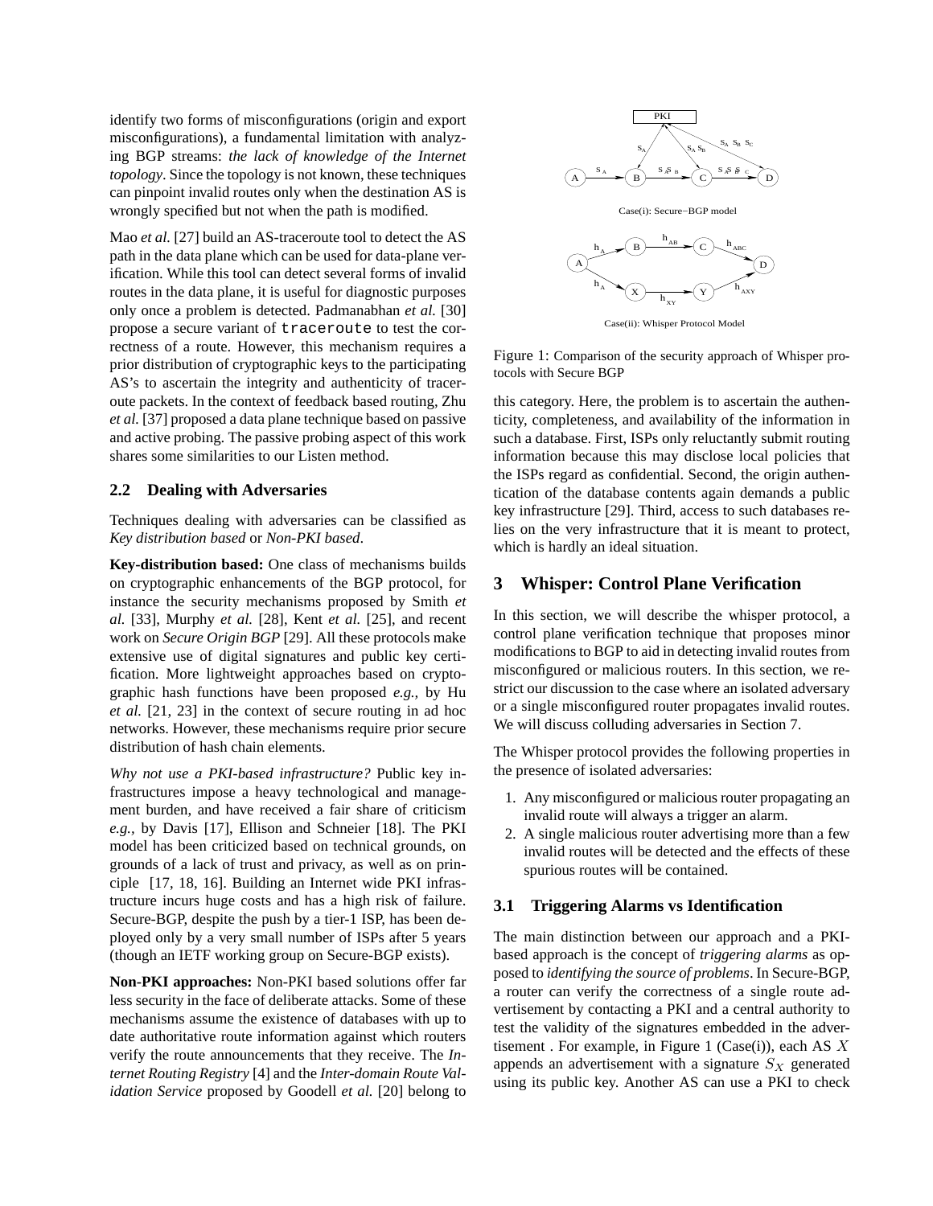identify two forms of misconfigurations (origin and export misconfigurations), a fundamental limitation with analyzing BGP streams: *the lack of knowledge of the Internet topology*. Since the topology is not known, these techniques can pinpoint invalid routes only when the destination AS is wrongly specified but not when the path is modified.

Mao *et al.* [27] build an AS-traceroute tool to detect the AS path in the data plane which can be used for data-plane verification. While this tool can detect several forms of invalid routes in the data plane, it is useful for diagnostic purposes only once a problem is detected. Padmanabhan *et al.* [30] propose a secure variant of `traceroute` to test the correctness of a route. However, this mechanism requires a prior distribution of cryptographic keys to the participating AS's to ascertain the integrity and authenticity of traceroute packets. In the context of feedback based routing, Zhu *et al.* [37] proposed a data plane technique based on passive and active probing. The passive probing aspect of this work shares some similarities to our Listen method.

### 2.2 Dealing with Adversaries

Techniques dealing with adversaries can be classified as *Key distribution based* or *Non-PKI based*.

**Key-distribution based:** One class of mechanisms builds on cryptographic enhancements of the BGP protocol, for instance the security mechanisms proposed by Smith *et al.* [33], Murphy *et al.* [28], Kent *et al.* [25], and recent work on *Secure Origin BGP* [29]. All these protocols make extensive use of digital signatures and public key certification. More lightweight approaches based on cryptographic hash functions have been proposed *e.g.,* by Hu *et al.* [21, 23] in the context of secure routing in ad hoc networks. However, these mechanisms require prior secure distribution of hash chain elements.

*Why not use a PKI-based infrastructure?* Public key infrastructures impose a heavy technological and management burden, and have received a fair share of criticism *e.g.,* by Davis [17], Ellison and Schneier [18]. The PKI model has been criticized based on technical grounds, on grounds of a lack of trust and privacy, as well as on principle [17, 18, 16]. Building an Internet wide PKI infrastructure incurs huge costs and has a high risk of failure. Secure-BGP, despite the push by a tier-1 ISP, has been deployed only by a very small number of ISPs after 5 years (though an IETF working group on Secure-BGP exists).

**Non-PKI approaches:** Non-PKI based solutions offer far less security in the face of deliberate attacks. Some of these mechanisms assume the existence of databases with up to date authoritative route information against which routers verify the route announcements that they receive. The *Internet Routing Registry* [4] and the *Inter-domain Route Validation Service* proposed by Goodell *et al.* [20] belong to this category. Here, the problem is to ascertain the authenticity, completeness, and availability of the information in such a database. First, ISPs only reluctantly submit routing information because this may disclose local policies that the ISPs regard as confidential. Second, the origin authentication of the database contents again demands a public key infrastructure [29]. Third, access to such databases relies on the very infrastructure that it is meant to protect, which is hardly an ideal situation.

Figure 1: Comparison of the security approach of Whisper protocols with Secure BGP

## 3 Whisper: Control Plane Verification

In this section, we will describe the whisper protocol, a control plane verification technique that proposes minor modifications to BGP to aid in detecting invalid routes from misconfigured or malicious routers. In this section, we restrict our discussion to the case where an isolated adversary or a single misconfigured router propagates invalid routes. We will discuss colluding adversaries in Section 7.

The Whisper protocol provides the following properties in the presence of isolated adversaries:

1. Any misconfigured or malicious router propagating an invalid route will always trigger an alarm.
2. A single malicious router advertising more than a few invalid routes will be detected and the effects of these spurious routes will be contained.

### 3.1 Triggering Alarms vs Identification

The main distinction between our approach and a PKI-based approach is the concept of *triggering alarms* as opposed to *identifying the source of problems*. In Secure-BGP, a router can verify the correctness of a single route advertisement by contacting a PKI and a central authority to test the validity of the signatures embedded in the advertisement . For example, in Figure 1 (Case(i)), each AS $X$ appends an advertisement with a signature $S_X$ generated using its public key. Another AS can use a PKI to check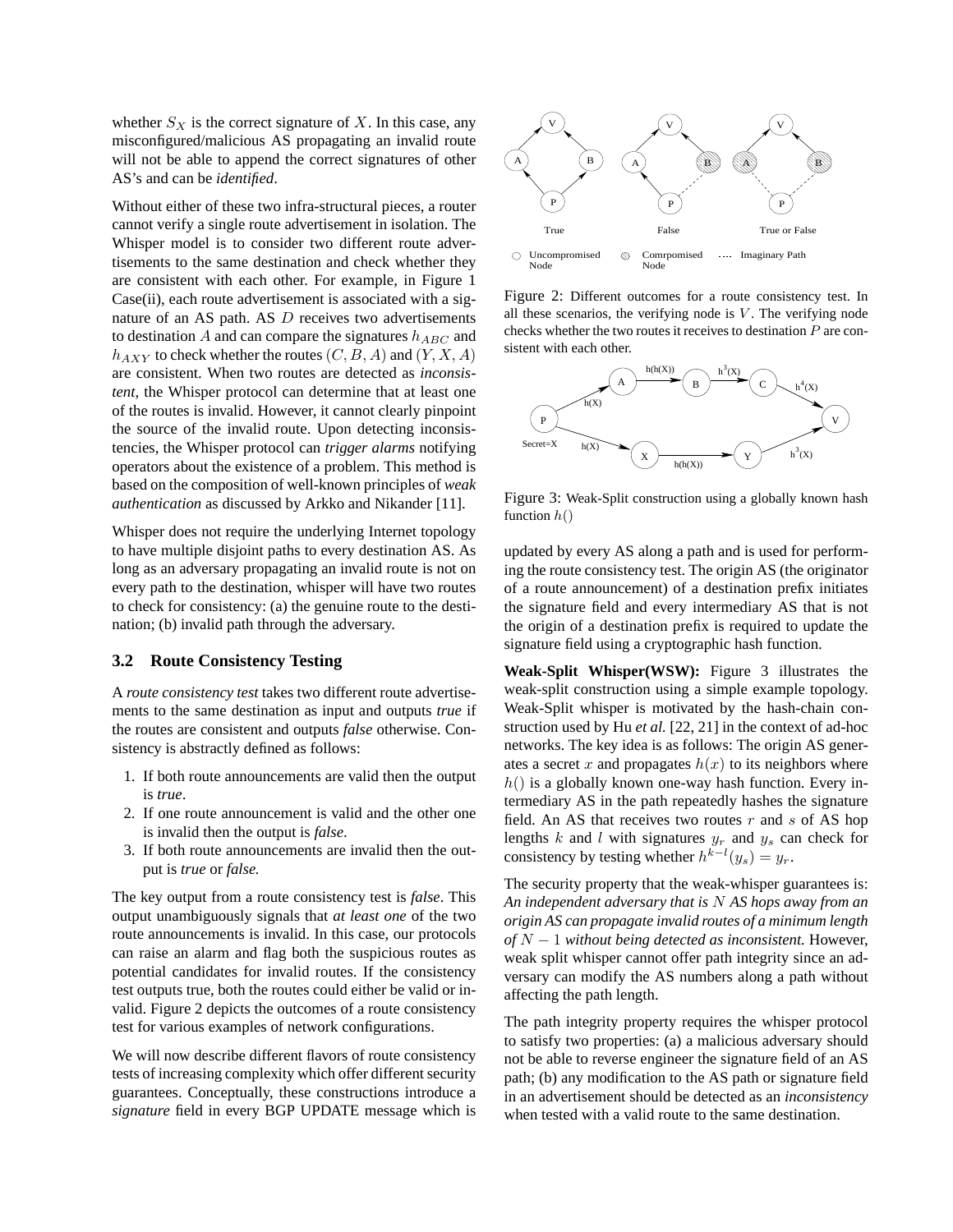whether $S_X$ is the correct signature of $X$. In this case, any misconfigured/malicious AS propagating an invalid route will not be able to append the correct signatures of other AS's and can be *identified*.

Without either of these two infra-structural pieces, a router cannot verify a single route advertisement in isolation. The Whisper model is to consider two different route advertisements to the same destination and check whether they are consistent with each other. For example, in Figure 1 Case(ii), each route advertisement is associated with a signature of an AS path. AS $D$ receives two advertisements to destination $A$ and can compare the signatures $h_{ABC}$ and $h_{AXY}$ to check whether the routes $(C, B, A)$ and $(Y, X, A)$ are consistent. When two routes are detected as *inconsistent*, the Whisper protocol can determine that at least one of the routes is invalid. However, it cannot clearly pinpoint the source of the invalid route. Upon detecting inconsistencies, the Whisper protocol can *trigger alarms* notifying operators about the existence of a problem. This method is based on the composition of well-known principles of *weak authentication* as discussed by Arkko and Nikander [11].

Whisper does not require the underlying Internet topology to have multiple disjoint paths to every destination AS. As long as an adversary propagating an invalid route is not on every path to the destination, whisper will have two routes to check for consistency: (a) the genuine route to the destination; (b) invalid path through the adversary.

### 3.2 Route Consistency Testing

A *route consistency test* takes two different route advertisements to the same destination as input and outputs *true* if the routes are consistent and outputs *false* otherwise. Consistency is abstractly defined as follows:

1. If both route announcements are valid then the output is *true*.
2. If one route announcement is valid and the other one is invalid then the output is *false*.
3. If both route announcements are invalid then the output is *true* or *false.*

The key output from a route consistency test is *false*. This output unambiguously signals that *at least one* of the two route announcements is invalid. In this case, our protocols can raise an alarm and flag both the suspicious routes as potential candidates for invalid routes. If the consistency test outputs true, both the routes could either be valid or invalid. Figure 2 depicts the outcomes of a route consistency test for various examples of network configurations.

We will now describe different flavors of route consistency tests of increasing complexity which offer different security guarantees. Conceptually, these constructions introduce a *signature* field in every BGP UPDATE message which is updated by every AS along a path and is used for performing the route consistency test. The origin AS (the originator of a route announcement) of a destination prefix initiates the signature field and every intermediary AS that is not the origin of a destination prefix is required to update the signature field using a cryptographic hash function.

Figure 2: Different outcomes for a route consistency test. In all these scenarios, the verifying node is $V$. The verifying node checks whether the two routes it receives to destination $P$ are consistent with each other.

Figure 3: Weak-Split construction using a globally known hash function $h()$

**Weak-Split Whisper(WSW):** Figure 3 illustrates the weak-split construction using a simple example topology. Weak-Split whisper is motivated by the hash-chain construction used by Hu *et al.* [22, 21] in the context of ad-hoc networks. The key idea is as follows: The origin AS generates a secret $x$ and propagates $h(x)$ to its neighbors where $h()$ is a globally known one-way hash function. Every intermediary AS in the path repeatedly hashes the signature field. An AS that receives two routes $r$ and $s$ of AS hop lengths $k$ and $l$ with signatures $y_r$ and $y_s$ can check for consistency by testing whether $h^{k-l}(y_s) = y_r$.

The security property that the weak-whisper guarantees is: *An independent adversary that is $N$ AS hops away from an origin AS can propagate invalid routes of a minimum length of $N-1$ without being detected as inconsistent.* However, weak split whisper cannot offer path integrity since an adversary can modify the AS numbers along a path without affecting the path length.

The path integrity property requires the whisper protocol to satisfy two properties: (a) a malicious adversary should not be able to reverse engineer the signature field of an AS path; (b) any modification to the AS path or signature field in an advertisement should be detected as an *inconsistency* when tested with a valid route to the same destination.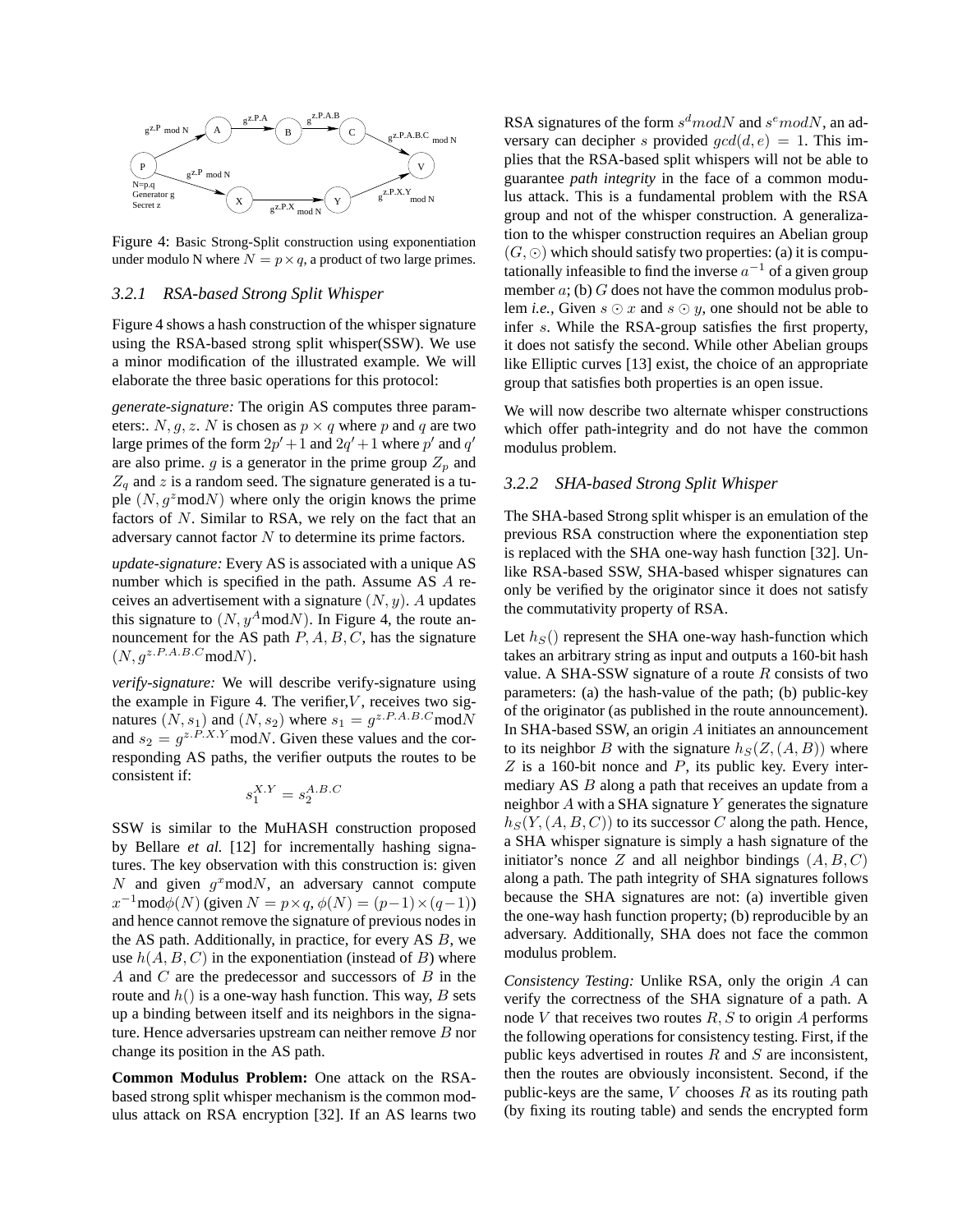Figure 4: Basic Strong-Split construction using exponentiation under modulo N where $N = p \times q$, a product of two large primes.

### 3.2.1 RSA-based Strong Split Whisper

Figure 4 shows a hash construction of the whisper signature using the RSA-based strong split whisper(SSW). We use a minor modification of the illustrated example. We will elaborate the three basic operations for this protocol:

*generate-signature:* The origin AS computes three parameters:. $N, g, z$. $N$ is chosen as $p \times q$ where $p$ and $q$ are two large primes of the form $2p' + 1$ and $2q' + 1$ where $p'$ and $q'$ are also prime. $g$ is a generator in the prime group $Z_p$ and $Z_q$ and $z$ is a random seed. The signature generated is a tuple $(N, g^z \text{mod} N)$ where only the origin knows the prime factors of $N$. Similar to RSA, we rely on the fact that an adversary cannot factor $N$ to determine its prime factors.

*update-signature:* Every AS is associated with a unique AS number which is specified in the path. Assume AS $A$ receives an advertisement with a signature $(N, y)$. $A$ updates this signature to $(N, y^A \text{mod} N)$. In Figure 4, the route announcement for the AS path $P, A, B, C$, has the signature $(N, g^{z.P.A.B.C} \text{mod} N)$.

*verify-signature:* We will describe verify-signature using the example in Figure 4. The verifier,$V$, receives two signatures $(N, s_1)$ and $(N, s_2)$ where $s_1 = g^{z.P.A.B.C} \text{mod} N$ and $s_2 = g^{z.P.X.Y} \text{mod} N$. Given these values and the corresponding AS paths, the verifier outputs the routes to be consistent if:

$$s_1^{X.Y} = s_2^{A.B.C}$$

SSW is similar to the MuHASH construction proposed by Bellare *et al.* [12] for incrementally hashing signatures. The key observation with this construction is: given $N$ and given $g^x \text{mod} N$, an adversary cannot compute $x^{-1} \text{mod} \phi(N)$ (given $N = p \times q$, $\phi(N) = (p-1) \times (q-1)$) and hence cannot remove the signature of previous nodes in the AS path. Additionally, in practice, for every AS $B$, we use $h(A, B, C)$ in the exponentiation (instead of $B$) where $A$ and $C$ are the predecessor and successors of $B$ in the route and $h()$ is a one-way hash function. This way, $B$ sets up a binding between itself and its neighbors in the signature. Hence adversaries upstream can neither remove $B$ nor change its position in the AS path.

**Common Modulus Problem:** One attack on the RSA-based strong split whisper mechanism is the common modulus attack on RSA encryption [32]. If an AS learns two RSA signatures of the form $s^d mod N$ and $s^e mod N$, an adversary can decipher $s$ provided $gcd(d, e) = 1$. This implies that the RSA-based split whispers will not be able to guarantee *path integrity* in the face of a common modulus attack. This is a fundamental problem with the RSA group and not of the whisper construction. A generalization to the whisper construction requires an Abelian group $(G, \odot)$ which should satisfy two properties: (a) it is computationally infeasible to find the inverse $a^{-1}$ of a given group member $a$; (b) $G$ does not have the common modulus problem *i.e.,* Given $s \odot x$ and $s \odot y$, one should not be able to infer $s$. While the RSA-group satisfies the first property, it does not satisfy the second. While other Abelian groups like Elliptic curves [13] exist, the choice of an appropriate group that satisfies both properties is an open issue.

We will now describe two alternate whisper constructions which offer path-integrity and do not have the common modulus problem.

### 3.2.2 SHA-based Strong Split Whisper

The SHA-based Strong split whisper is an emulation of the previous RSA construction where the exponentiation step is replaced with the SHA one-way hash function [32]. Unlike RSA-based SSW, SHA-based whisper signatures can only be verified by the originator since it does not satisfy the commutativity property of RSA.

Let $h_S()$ represent the SHA one-way hash-function which takes an arbitrary string as input and outputs a 160-bit hash value. A SHA-SSW signature of a route $R$ consists of two parameters: (a) the hash-value of the path; (b) public-key of the originator (as published in the route announcement). In SHA-based SSW, an origin $A$ initiates an announcement to its neighbor $B$ with the signature $h_S(Z, (A, B))$ where $Z$ is a 160-bit nonce and $P$, its public key. Every intermediary AS $B$ along a path that receives an update from a neighbor $A$ with a SHA signature $Y$ generates the signature $h_S(Y, (A, B, C))$ to its successor $C$ along the path. Hence, a SHA whisper signature is simply a hash signature of the initiator's nonce $Z$ and all neighbor bindings $(A, B, C)$ along a path. The path integrity of SHA signatures follows because the SHA signatures are not: (a) invertible given the one-way hash function property; (b) reproducible by an adversary. Additionally, SHA does not face the common modulus problem.

*Consistency Testing:* Unlike RSA, only the origin $A$ can verify the correctness of the SHA signature of a path. A node $V$ that receives two routes $R, S$ to origin $A$ performs the following operations for consistency testing. First, if the public keys advertised in routes $R$ and $S$ are inconsistent, then the routes are obviously inconsistent. Second, if the public-keys are the same, $V$ chooses $R$ as its routing path (by fixing its routing table) and sends the encrypted form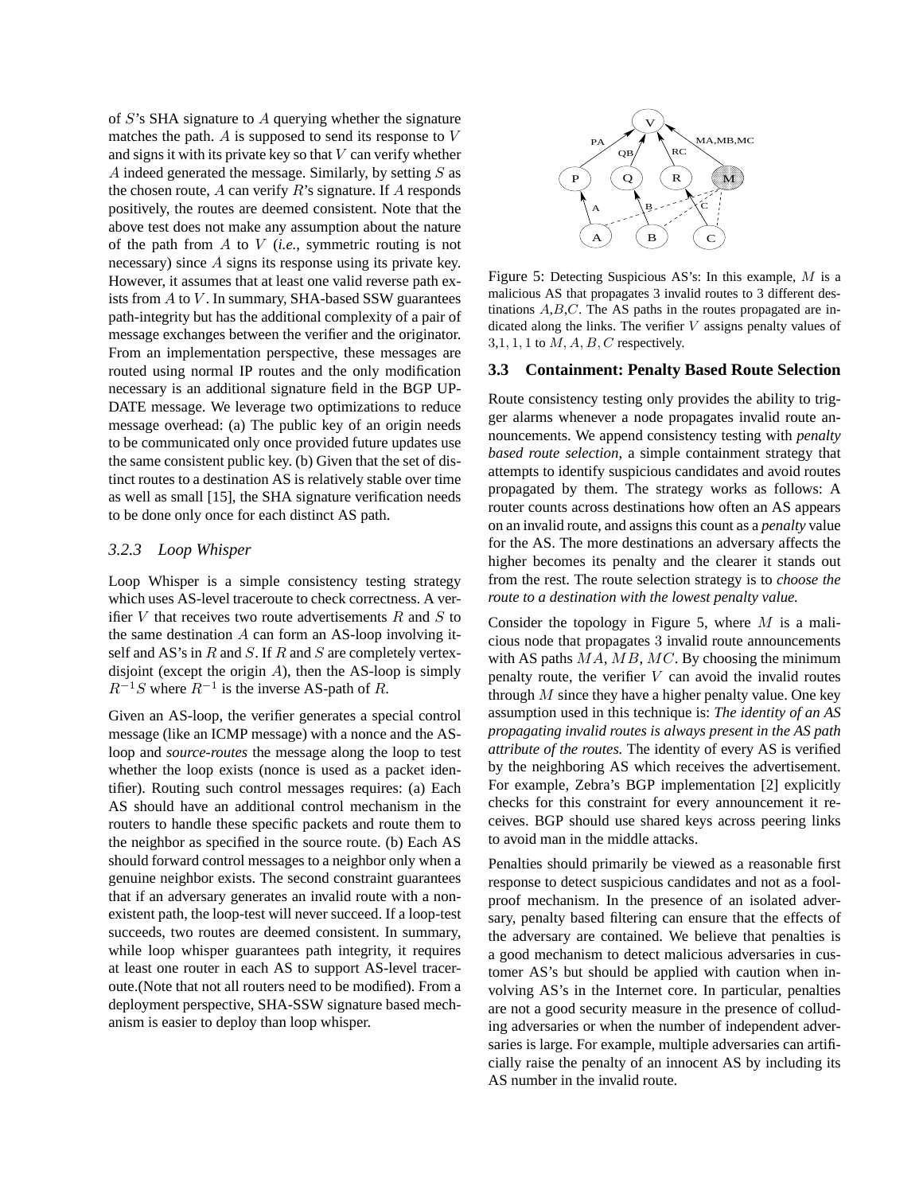of $S$'s SHA signature to $A$ querying whether the signature matches the path. $A$ is supposed to send its response to $V$ and signs it with its private key so that $V$ can verify whether $A$ indeed generated the message. Similarly, by setting $S$ as the chosen route, $A$ can verify $R$'s signature. If $A$ responds positively, the routes are deemed consistent. Note that the above test does not make any assumption about the nature of the path from $A$ to $V$ (*i.e.,* symmetric routing is not necessary) since $A$ signs its response using its private key. However, it assumes that at least one valid reverse path exists from $A$ to $V$. In summary, SHA-based SSW guarantees path-integrity but has the additional complexity of a pair of message exchanges between the verifier and the originator. From an implementation perspective, these messages are routed using normal IP routes and the only modification necessary is an additional signature field in the BGP UPDATE message. We leverage two optimizations to reduce message overhead: (a) The public key of an origin needs to be communicated only once provided future updates use the same consistent public key. (b) Given that the set of distinct routes to a destination AS is relatively stable over time as well as small [15], the SHA signature verification needs to be done only once for each distinct AS path.

#### 3.2.3 Loop Whisper

Loop Whisper is a simple consistency testing strategy which uses AS-level traceroute to check correctness. A verifier $V$ that receives two route advertisements $R$ and $S$ to the same destination $A$ can form an AS-loop involving itself and AS's in $R$ and $S$. If $R$ and $S$ are completely vertex-disjoint (except the origin $A$), then the AS-loop is simply $R^{-1}S$ where $R^{-1}$ is the inverse AS-path of $R$.

Given an AS-loop, the verifier generates a special control message (like an ICMP message) with a nonce and the AS-loop and *source-routes* the message along the loop to test whether the loop exists (nonce is used as a packet identifier). Routing such control messages requires: (a) Each AS should have an additional control mechanism in the routers to handle these specific packets and route them to the neighbor as specified in the source route. (b) Each AS should forward control messages to a neighbor only when a genuine neighbor exists. The second constraint guarantees that if an adversary generates an invalid route with a non-existent path, the loop-test will never succeed. If a loop-test succeeds, two routes are deemed consistent. In summary, while loop whisper guarantees path integrity, it requires at least one router in each AS to support AS-level traceroute.(Note that not all routers need to be modified). From a deployment perspective, SHA-SSW signature based mechanism is easier to deploy than loop whisper.

Figure 5: Detecting Suspicious AS's: In this example, $M$ is a malicious AS that propagates 3 invalid routes to 3 different destinations $A$,$B$,$C$. The AS paths in the routes propagated are indicated along the links. The verifier $V$ assigns penalty values of $3,1,1,1$ to $M,A,B,C$ respectively.

### 3.3 Containment: Penalty Based Route Selection

Route consistency testing only provides the ability to trigger alarms whenever a node propagates invalid route announcements. We append consistency testing with *penalty based route selection*, a simple containment strategy that attempts to identify suspicious candidates and avoid routes propagated by them. The strategy works as follows: A router counts across destinations how often an AS appears on an invalid route, and assigns this count as a *penalty* value for the AS. The more destinations an adversary affects the higher becomes its penalty and the clearer it stands out from the rest. The route selection strategy is to *choose the route to a destination with the lowest penalty value.*

Consider the topology in Figure 5, where $M$ is a malicious node that propagates 3 invalid route announcements with AS paths $MA$, $MB$, $MC$. By choosing the minimum penalty route, the verifier $V$ can avoid the invalid routes through $M$ since they have a higher penalty value. One key assumption used in this technique is: *The identity of an AS propagating invalid routes is always present in the AS path attribute of the routes.* The identity of every AS is verified by the neighboring AS which receives the advertisement. For example, Zebra's BGP implementation [2] explicitly checks for this constraint for every announcement it receives. BGP should use shared keys across peering links to avoid man in the middle attacks.

Penalties should primarily be viewed as a reasonable first response to detect suspicious candidates and not as a fool-proof mechanism. In the presence of an isolated adversary, penalty based filtering can ensure that the effects of the adversary are contained. We believe that penalties is a good mechanism to detect malicious adversaries in customer AS's but should be applied with caution when involving AS's in the Internet core. In particular, penalties are not a good security measure in the presence of colluding adversaries or when the number of independent adversaries is large. For example, multiple adversaries can artificially raise the penalty of an innocent AS by including its AS number in the invalid route.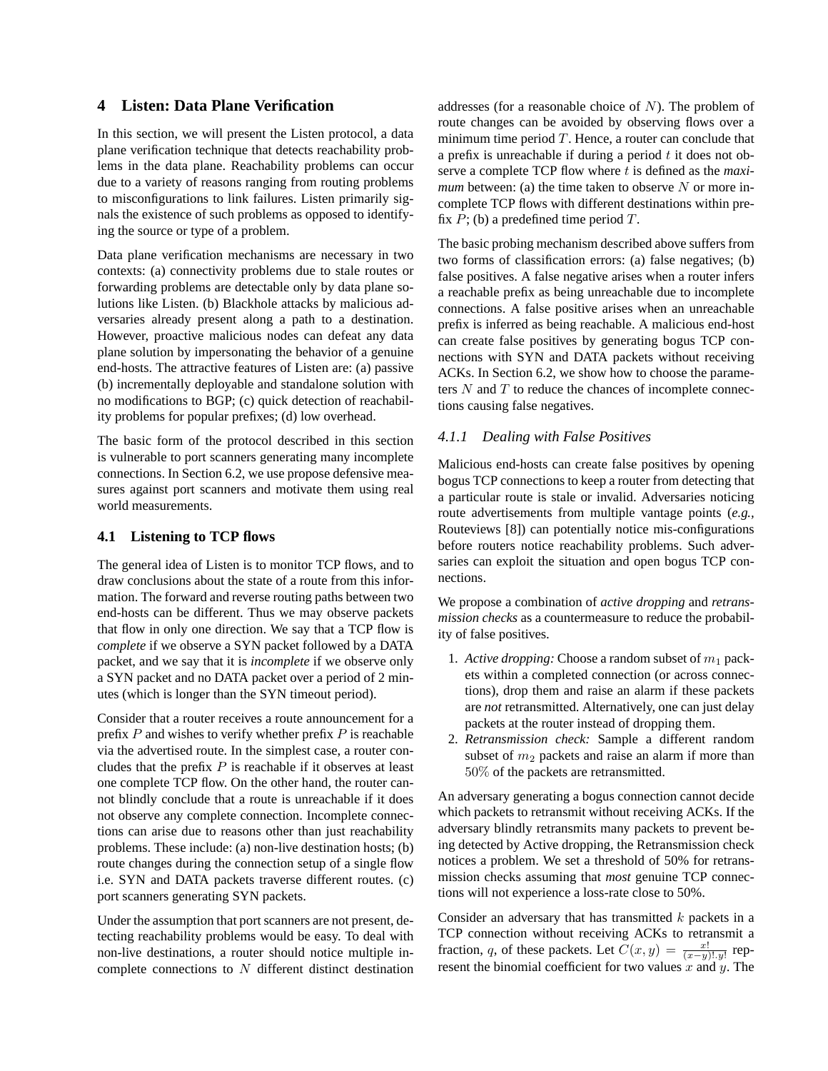## 4 Listen: Data Plane Verification

In this section, we will present the Listen protocol, a data plane verification technique that detects reachability problems in the data plane. Reachability problems can occur due to a variety of reasons ranging from routing problems to misconfigurations to link failures. Listen primarily signals the existence of such problems as opposed to identifying the source or type of a problem.

Data plane verification mechanisms are necessary in two contexts: (a) connectivity problems due to stale routes or forwarding problems are detectable only by data plane solutions like Listen. (b) Blackhole attacks by malicious adversaries already present along a path to a destination. However, proactive malicious nodes can defeat any data plane solution by impersonating the behavior of a genuine end-hosts. The attractive features of Listen are: (a) passive (b) incrementally deployable and standalone solution with no modifications to BGP; (c) quick detection of reachability problems for popular prefixes; (d) low overhead.

The basic form of the protocol described in this section is vulnerable to port scanners generating many incomplete connections. In Section 6.2, we use propose defensive measures against port scanners and motivate them using real world measurements.

### 4.1 Listening to TCP flows

The general idea of Listen is to monitor TCP flows, and to draw conclusions about the state of a route from this information. The forward and reverse routing paths between two end-hosts can be different. Thus we may observe packets that flow in only one direction. We say that a TCP flow is *complete* if we observe a SYN packet followed by a DATA packet, and we say that it is *incomplete* if we observe only a SYN packet and no DATA packet over a period of 2 minutes (which is longer than the SYN timeout period).

Consider that a router receives a route announcement for a prefix $P$ and wishes to verify whether prefix $P$ is reachable via the advertised route. In the simplest case, a router concludes that the prefix $P$ is reachable if it observes at least one complete TCP flow. On the other hand, the router cannot blindly conclude that a route is unreachable if it does not observe any complete connection. Incomplete connections can arise due to reasons other than just reachability problems. These include: (a) non-live destination hosts; (b) route changes during the connection setup of a single flow i.e. SYN and DATA packets traverse different routes. (c) port scanners generating SYN packets.

Under the assumption that port scanners are not present, detecting reachability problems would be easy. To deal with non-live destinations, a router should notice multiple incomplete connections to $N$ different distinct destination addresses (for a reasonable choice of $N$). The problem of route changes can be avoided by observing flows over a minimum time period $T$. Hence, a router can conclude that a prefix is unreachable if during a period $t$ it does not observe a complete TCP flow where $t$ is defined as the *maximum* between: (a) the time taken to observe $N$ or more incomplete TCP flows with different destinations within prefix $P$; (b) a predefined time period $T$.

The basic probing mechanism described above suffers from two forms of classification errors: (a) false negatives; (b) false positives. A false negative arises when a router infers a reachable prefix as being unreachable due to incomplete connections. A false positive arises when an unreachable prefix is inferred as being reachable. A malicious end-host can create false positives by generating bogus TCP connections with SYN and DATA packets without receiving ACKs. In Section 6.2, we show how to choose the parameters $N$ and $T$ to reduce the chances of incomplete connections causing false negatives.

#### 4.1.1 Dealing with False Positives

Malicious end-hosts can create false positives by opening bogus TCP connections to keep a router from detecting that a particular route is stale or invalid. Adversaries noticing route advertisements from multiple vantage points (*e.g.*, Routeviews [8]) can potentially notice mis-configurations before routers notice reachability problems. Such adversaries can exploit the situation and open bogus TCP connections.

We propose a combination of *active dropping* and *retransmission checks* as a countermeasure to reduce the probability of false positives.

1. *Active dropping:* Choose a random subset of $m_1$ packets within a completed connection (or across connections), drop them and raise an alarm if these packets are *not* retransmitted. Alternatively, one can just delay packets at the router instead of dropping them.
2. *Retransmission check:* Sample a different random subset of $m_2$ packets and raise an alarm if more than $50\%$ of the packets are retransmitted.

An adversary generating a bogus connection cannot decide which packets to retransmit without receiving ACKs. If the adversary blindly retransmits many packets to prevent being detected by Active dropping, the Retransmission check notices a problem. We set a threshold of 50% for retransmission checks assuming that *most* genuine TCP connections will not experience a loss-rate close to 50%.

Consider an adversary that has transmitted $k$ packets in a TCP connection without receiving ACKs to retransmit a fraction, $q$, of these packets. Let $C(x, y) = \frac{x!}{(x-y)!.y!}$ represent the binomial coefficient for two values $x$ and $y$. The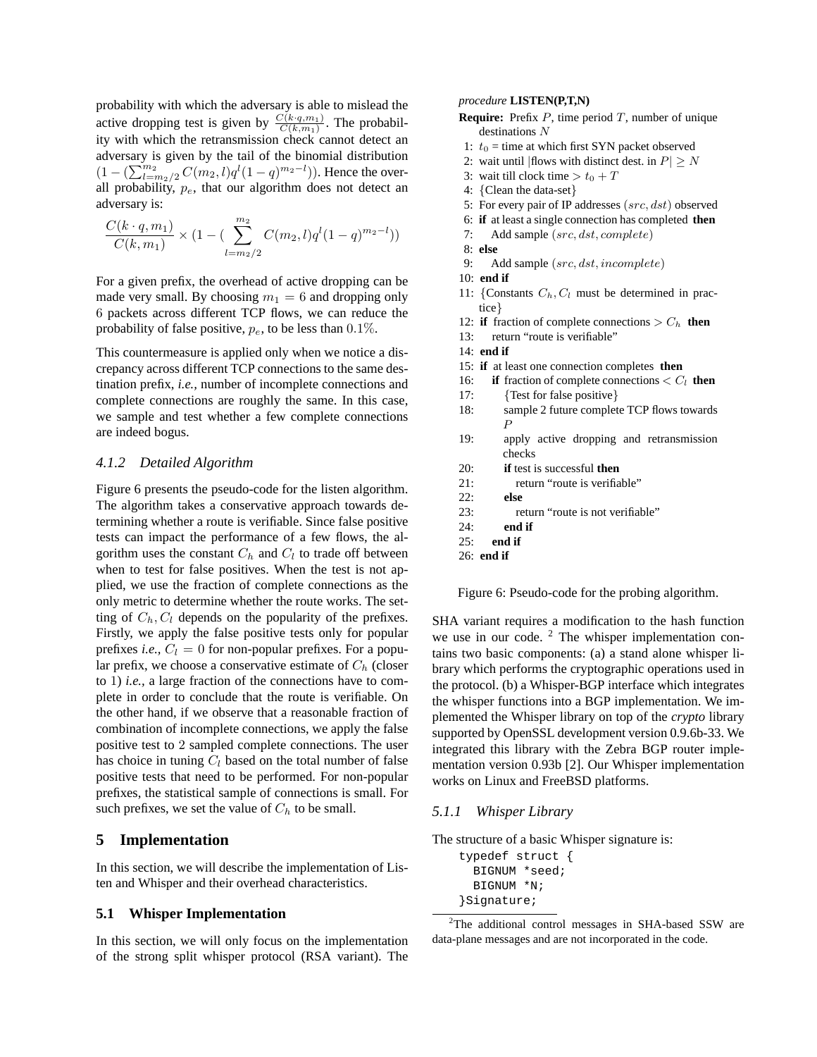probability with which the adversary is able to mislead the active dropping test is given by $\frac{C(k \cdot q, m_1)}{C(k, m_1)}$. The probability with which the retransmission check cannot detect an adversary is given by the tail of the binomial distribution $(1 - (\sum_{l=m_2/2}^{m_2} C(m_2, l) q^l (1-q)^{m_2 - l}))$. Hence the overall probability, $p_e$, that our algorithm does not detect an adversary is:

$$\frac{C(k \cdot q, m_1)}{C(k, m_1)} \times (1 - (\sum_{l=m_2/2}^{m_2} C(m_2, l) q^l (1-q)^{m_2 - l}))$$

For a given prefix, the overhead of active dropping can be made very small. By choosing $m_1 = 6$ and dropping only 6 packets across different TCP flows, we can reduce the probability of false positive, $p_e$, to be less than $0.1\%$.

This countermeasure is applied only when we notice a discrepancy across different TCP connections to the same destination prefix, *i.e.*, number of incomplete connections and complete connections are roughly the same. In this case, we sample and test whether a few complete connections are indeed bogus.

### 4.1.2 Detailed Algorithm

Figure 6 presents the pseudo-code for the listen algorithm. The algorithm takes a conservative approach towards determining whether a route is verifiable. Since false positive tests can impact the performance of a few flows, the algorithm uses the constant $C_h$ and $C_l$ to trade off between when to test for false positives. When the test is not applied, we use the fraction of complete connections as the only metric to determine whether the route works. The setting of $C_h, C_l$ depends on the popularity of the prefixes. Firstly, we apply the false positive tests only for popular prefixes *i.e.*, $C_l = 0$ for non-popular prefixes. For a popular prefix, we choose a conservative estimate of $C_h$ (closer to 1) *i.e.*, a large fraction of the connections have to complete in order to conclude that the route is verifiable. On the other hand, if we observe that a reasonable fraction of combination of incomplete connections, we apply the false positive test to 2 sampled complete connections. The user has choice in tuning $C_l$ based on the total number of false positive tests that need to be performed. For non-popular prefixes, the statistical sample of connections is small. For such prefixes, we set the value of $C_h$ to be small.

*procedure* **LISTEN(P,T,N)**

**Require:** Prefix $P$, time period $T$, number of unique destinations $N$

1: $t_0$ = time at which first SYN packet observed
2: wait until |flows with distinct dest. in $P| \geq N$
3: wait till clock time $> t_0 + T$
4: {Clean the data-set}
5: For every pair of IP addresses $(src, dst)$ observed
6: **if** at least a single connection has completed **then**
7: Add sample $(src, dst, complete)$
8: **else**
9: Add sample $(src, dst, incomplete)$
10: **end if**
11: {Constants $C_h, C_l$ must be determined in practice}
12: **if** fraction of complete connections $> C_h$ **then**
13: return "route is verifiable"
14: **end if**
15: **if** at least one connection completes **then**
16: **if** fraction of complete connections $< C_l$ **then**
17: {Test for false positive}
18: sample 2 future complete TCP flows towards $P$
19: apply active dropping and retransmission checks
20: **if** test is successful **then**
21: return "route is verifiable"
22: **else**
23: return "route is not verifiable"
24: **end if**
25: **end if**
26: **end if**

Figure 6: Pseudo-code for the probing algorithm.

## 5 Implementation

In this section, we will describe the implementation of Listen and Whisper and their overhead characteristics.

### 5.1 Whisper Implementation

In this section, we will only focus on the implementation of the strong split whisper protocol (RSA variant). The SHA variant requires a modification to the hash function we use in our code. [2] The whisper implementation contains two basic components: (a) a stand alone whisper library which performs the cryptographic operations used in the protocol. (b) a Whisper-BGP interface which integrates the whisper functions into a BGP implementation. We implemented the Whisper library on top of the *crypto* library supported by OpenSSL development version 0.9.6b-33. We integrated this library with the Zebra BGP router implementation version 0.93b [2]. Our Whisper implementation works on Linux and FreeBSD platforms.

### 5.1.1 Whisper Library

The structure of a basic Whisper signature is:

```
typedef struct {
  BIGNUM *seed;
  BIGNUM *N;
}Signature;
```

[2] The additional control messages in SHA-based SSW are data-plane messages and are not incorporated in the code.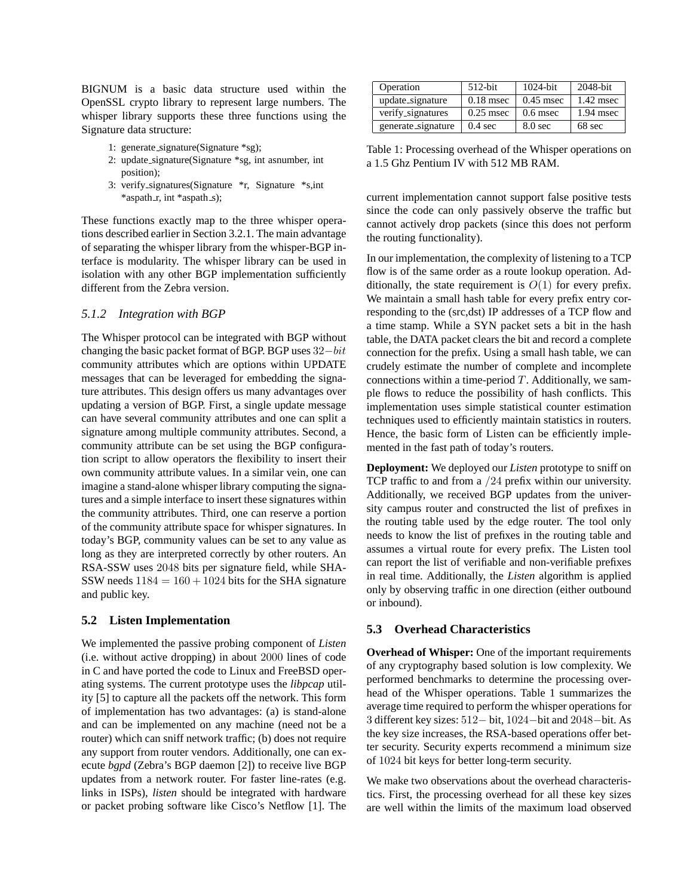BIGNUM is a basic data structure used within the OpenSSL crypto library to represent large numbers. The whisper library supports these three functions using the Signature data structure:

1: generate_signature(Signature *sg);
2: update_signature(Signature *sg, int asnumber, int position);
3: verify_signatures(Signature *r, Signature *s,int *aspath_r, int *aspath_s);

These functions exactly map to the three whisper operations described earlier in Section 3.2.1. The main advantage of separating the whisper library from the whisper-BGP interface is modularity. The whisper library can be used in isolation with any other BGP implementation sufficiently different from the Zebra version.

### *5.1.2 Integration with BGP*

The Whisper protocol can be integrated with BGP without changing the basic packet format of BGP. BGP uses $32-bit$ community attributes which are options within UPDATE messages that can be leveraged for embedding the signature attributes. This design offers us many advantages over updating a version of BGP. First, a single update message can have several community attributes and one can split a signature among multiple community attributes. Second, a community attribute can be set using the BGP configuration script to allow operators the flexibility to insert their own community attribute values. In a similar vein, one can imagine a stand-alone whisper library computing the signatures and a simple interface to insert these signatures within the community attributes. Third, one can reserve a portion of the community attribute space for whisper signatures. In today's BGP, community values can be set to any value as long as they are interpreted correctly by other routers. An RSA-SSW uses $2048$ bits per signature field, while SHA-SSW needs $1184 = 160 + 1024$ bits for the SHA signature and public key.

## 5.2 Listen Implementation

We implemented the passive probing component of *Listen* (i.e. without active dropping) in about $2000$ lines of code in C and have ported the code to Linux and FreeBSD operating systems. The current prototype uses the *libpcap* utility [5] to capture all the packets off the network. This form of implementation has two advantages: (a) is stand-alone and can be implemented on any machine (need not be a router) which can sniff network traffic; (b) does not require any support from router vendors. Additionally, one can execute *bgpd* (Zebra's BGP daemon [2]) to receive live BGP updates from a network router. For faster line-rates (e.g. links in ISPs), *listen* should be integrated with hardware or packet probing software like Cisco's Netflow [1]. The current implementation cannot support false positive tests since the code can only passively observe the traffic but cannot actively drop packets (since this does not perform the routing functionality).

| Operation | 512-bit | 1024-bit | 2048-bit |
|---|---|---|---|
| update_signature | 0.18 msec | 0.45 msec | 1.42 msec |
| verify_signatures | 0.25 msec | 0.6 msec | 1.94 msec |
| generate_signature | 0.4 sec | 8.0 sec | 68 sec |

Table 1: Processing overhead of the Whisper operations on a 1.5 Ghz Pentium IV with 512 MB RAM.

In our implementation, the complexity of listening to a TCP flow is of the same order as a route lookup operation. Additionally, the state requirement is $O(1)$ for every prefix. We maintain a small hash table for every prefix entry corresponding to the (src,dst) IP addresses of a TCP flow and a time stamp. While a SYN packet sets a bit in the hash table, the DATA packet clears the bit and record a complete connection for the prefix. Using a small hash table, we can crudely estimate the number of complete and incomplete connections within a time-period $T$. Additionally, we sample flows to reduce the possibility of hash conflicts. This implementation uses simple statistical counter estimation techniques used to efficiently maintain statistics in routers. Hence, the basic form of Listen can be efficiently implemented in the fast path of today's routers.

**Deployment:** We deployed our *Listen* prototype to sniff on TCP traffic to and from a $/24$ prefix within our university. Additionally, we received BGP updates from the university campus router and constructed the list of prefixes in the routing table used by the edge router. The tool only needs to know the list of prefixes in the routing table and assumes a virtual route for every prefix. The Listen tool can report the list of verifiable and non-verifiable prefixes in real time. Additionally, the *Listen* algorithm is applied only by observing traffic in one direction (either outbound or inbound).

## 5.3 Overhead Characteristics

**Overhead of Whisper:** One of the important requirements of any cryptography based solution is low complexity. We performed benchmarks to determine the processing overhead of the Whisper operations. Table 1 summarizes the average time required to perform the whisper operations for $3$ different key sizes: $512-$ bit, $1024-$bit and $2048-$bit. As the key size increases, the RSA-based operations offer better security. Security experts recommend a minimum size of $1024$ bit keys for better long-term security.

We make two observations about the overhead characteristics. First, the processing overhead for all these key sizes are well within the limits of the maximum load observed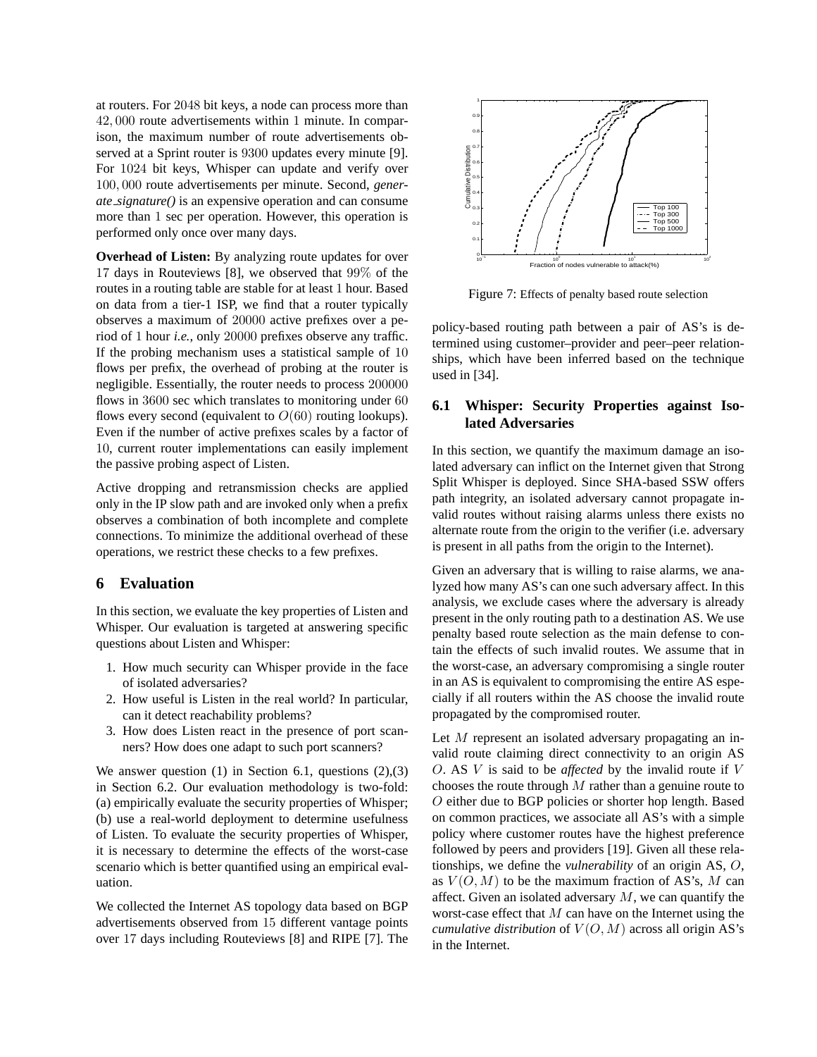at routers. For $2048$ bit keys, a node can process more than $42,000$ route advertisements within $1$ minute. In comparison, the maximum number of route advertisements observed at a Sprint router is $9300$ updates every minute [9]. For $1024$ bit keys, Whisper can update and verify over $100,000$ route advertisements per minute. Second, *generate_signature()* is an expensive operation and can consume more than $1$ sec per operation. However, this operation is performed only once over many days.

**Overhead of Listen:** By analyzing route updates for over $17$ days in Routeviews [8], we observed that $99\%$ of the routes in a routing table are stable for at least $1$ hour. Based on data from a tier-1 ISP, we find that a router typically observes a maximum of $20000$ active prefixes over a period of $1$ hour *i.e.,* only $20000$ prefixes observe any traffic. If the probing mechanism uses a statistical sample of $10$ flows per prefix, the overhead of probing at the router is negligible. Essentially, the router needs to process $200000$ flows in $3600$ sec which translates to monitoring under $60$ flows every second (equivalent to $O(60)$ routing lookups). Even if the number of active prefixes scales by a factor of $10$, current router implementations can easily implement the passive probing aspect of Listen.

Active dropping and retransmission checks are applied only in the IP slow path and are invoked only when a prefix observes a combination of both incomplete and complete connections. To minimize the additional overhead of these operations, we restrict these checks to a few prefixes.

## 6 Evaluation

In this section, we evaluate the key properties of Listen and Whisper. Our evaluation is targeted at answering specific questions about Listen and Whisper:

1. How much security can Whisper provide in the face of isolated adversaries?
2. How useful is Listen in the real world? In particular, can it detect reachability problems?
3. How does Listen react in the presence of port scanners? How does one adapt to such port scanners?

We answer question (1) in Section 6.1, questions (2),(3) in Section 6.2. Our evaluation methodology is two-fold: (a) empirically evaluate the security properties of Whisper; (b) use a real-world deployment to determine usefulness of Listen. To evaluate the security properties of Whisper, it is necessary to determine the effects of the worst-case scenario which is better quantified using an empirical evaluation.

We collected the Internet AS topology data based on BGP advertisements observed from $15$ different vantage points over $17$ days including Routeviews [8] and RIPE [7]. The policy-based routing path between a pair of AS's is determined using customer–provider and peer–peer relationships, which have been inferred based on the technique used in [34].

Figure 7: Effects of penalty based route selection

### 6.1 Whisper: Security Properties against Isolated Adversaries

In this section, we quantify the maximum damage an isolated adversary can inflict on the Internet given that Strong Split Whisper is deployed. Since SHA-based SSW offers path integrity, an isolated adversary cannot propagate invalid routes without raising alarms unless there exists no alternate route from the origin to the verifier (i.e. adversary is present in all paths from the origin to the Internet).

Given an adversary that is willing to raise alarms, we analyzed how many AS's can one such adversary affect. In this analysis, we exclude cases where the adversary is already present in the only routing path to a destination AS. We use penalty based route selection as the main defense to contain the effects of such invalid routes. We assume that in the worst-case, an adversary compromising a single router in an AS is equivalent to compromising the entire AS especially if all routers within the AS choose the invalid route propagated by the compromised router.

Let $M$ represent an isolated adversary propagating an invalid route claiming direct connectivity to an origin AS $O$. AS $V$ is said to be *affected* by the invalid route if $V$ chooses the route through $M$ rather than a genuine route to $O$ either due to BGP policies or shorter hop length. Based on common practices, we associate all AS's with a simple policy where customer routes have the highest preference followed by peers and providers [19]. Given all these relationships, we define the *vulnerability* of an origin AS, $O$, as $V(O, M)$ to be the maximum fraction of AS's, $M$ can affect. Given an isolated adversary $M$, we can quantify the worst-case effect that $M$ can have on the Internet using the *cumulative distribution* of $V(O, M)$ across all origin AS's in the Internet.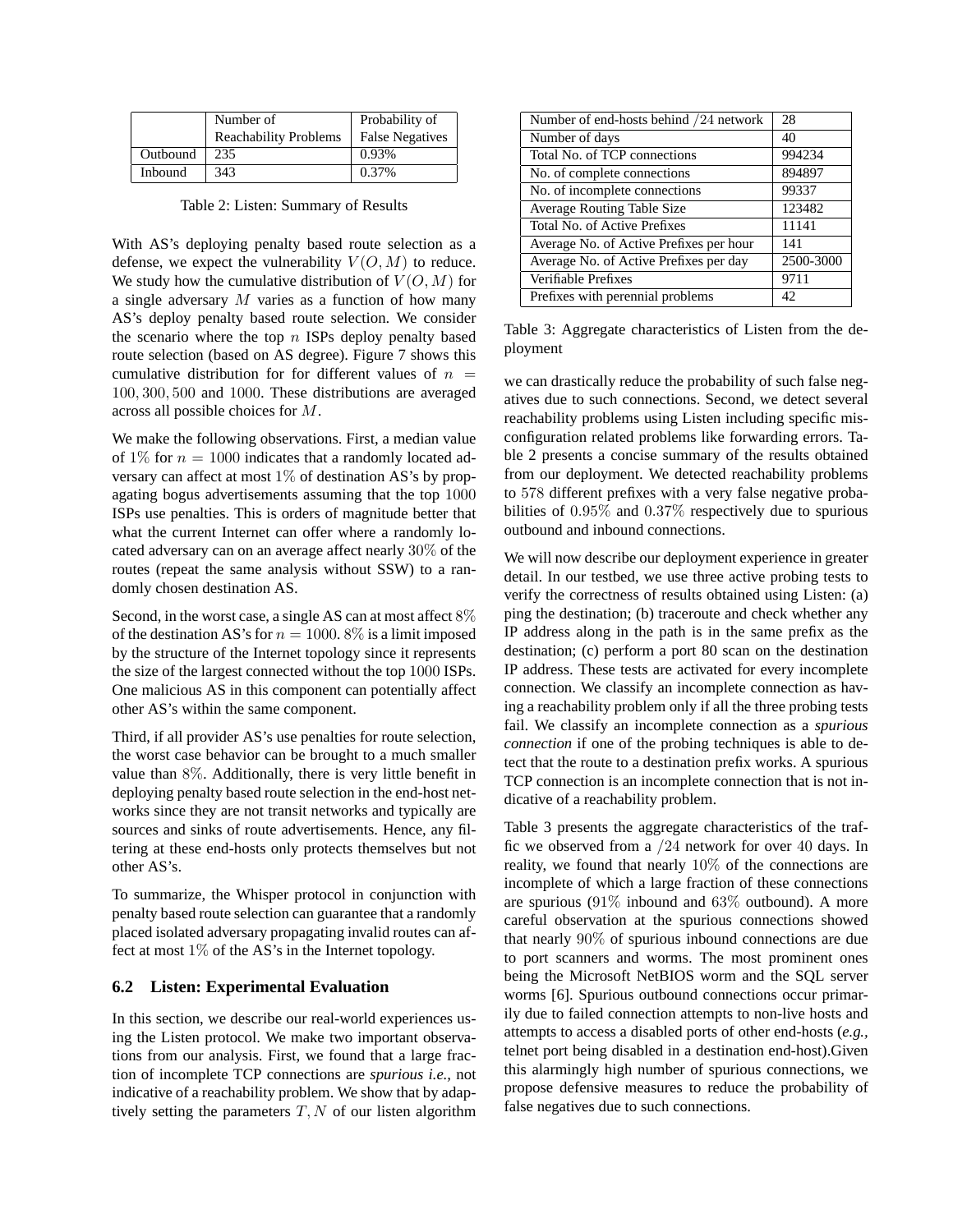|  | Number of Reachability Problems | Probability of False Negatives |
|---|---|---|
| Outbound | 235 | 0.93% |
| Inbound | 343 | 0.37% |

Table 2: Listen: Summary of Results

With AS's deploying penalty based route selection as a defense, we expect the vulnerability $V(O, M)$ to reduce. We study how the cumulative distribution of $V(O, M)$ for a single adversary $M$ varies as a function of how many AS's deploy penalty based route selection. We consider the scenario where the top $n$ ISPs deploy penalty based route selection (based on AS degree). Figure 7 shows this cumulative distribution for for different values of $n = 100, 300, 500$ and $1000$. These distributions are averaged across all possible choices for $M$.

We make the following observations. First, a median value of $1\%$ for $n = 1000$ indicates that a randomly located adversary can affect at most $1\%$ of destination AS's by propagating bogus advertisements assuming that the top $1000$ ISPs use penalties. This is orders of magnitude better that what the current Internet can offer where a randomly located adversary can on an average affect nearly $30\%$ of the routes (repeat the same analysis without SSW) to a randomly chosen destination AS.

Second, in the worst case, a single AS can at most affect $8\%$ of the destination AS's for $n = 1000$. $8\%$ is a limit imposed by the structure of the Internet topology since it represents the size of the largest connected without the top $1000$ ISPs. One malicious AS in this component can potentially affect other AS's within the same component.

Third, if all provider AS's use penalties for route selection, the worst case behavior can be brought to a much smaller value than $8\%$. Additionally, there is very little benefit in deploying penalty based route selection in the end-host networks since they are not transit networks and typically are sources and sinks of route advertisements. Hence, any filtering at these end-hosts only protects themselves but not other AS's.

To summarize, the Whisper protocol in conjunction with penalty based route selection can guarantee that a randomly placed isolated adversary propagating invalid routes can affect at most $1\%$ of the AS's in the Internet topology.

## 6.2 Listen: Experimental Evaluation

In this section, we describe our real-world experiences using the Listen protocol. We make two important observations from our analysis. First, we found that a large fraction of incomplete TCP connections are *spurious i.e.,* not indicative of a reachability problem. We show that by adaptively setting the parameters $T, N$ of our listen algorithm we can drastically reduce the probability of such false negatives due to such connections. Second, we detect several reachability problems using Listen including specific misconfiguration related problems like forwarding errors. Table 2 presents a concise summary of the results obtained from our deployment. We detected reachability problems to $578$ different prefixes with a very false negative probabilities of $0.95\%$ and $0.37\%$ respectively due to spurious outbound and inbound connections.

| Number of end-hosts behind $/24$ network | 28 |
|---|---|
| Number of days | 40 |
| Total No. of TCP connections | 994234 |
| No. of complete connections | 894897 |
| No. of incomplete connections | 99337 |
| Average Routing Table Size | 123482 |
| Total No. of Active Prefixes | 11141 |
| Average No. of Active Prefixes per hour | 141 |
| Average No. of Active Prefixes per day | 2500-3000 |
| Verifiable Prefixes | 9711 |
| Prefixes with perennial problems | 42 |

Table 3: Aggregate characteristics of Listen from the deployment

We will now describe our deployment experience in greater detail. In our testbed, we use three active probing tests to verify the correctness of results obtained using Listen: (a) ping the destination; (b) traceroute and check whether any IP address along in the path is in the same prefix as the destination; (c) perform a port 80 scan on the destination IP address. These tests are activated for every incomplete connection. We classify an incomplete connection as having a reachability problem only if all the three probing tests fail. We classify an incomplete connection as a *spurious connection* if one of the probing techniques is able to detect that the route to a destination prefix works. A spurious TCP connection is an incomplete connection that is not indicative of a reachability problem.

Table 3 presents the aggregate characteristics of the traffic we observed from a $/24$ network for over $40$ days. In reality, we found that nearly $10\%$ of the connections are incomplete of which a large fraction of these connections are spurious ($91\%$ inbound and $63\%$ outbound). A more careful observation at the spurious connections showed that nearly $90\%$ of spurious inbound connections are due to port scanners and worms. The most prominent ones being the Microsoft NetBIOS worm and the SQL server worms [6]. Spurious outbound connections occur primarily due to failed connection attempts to non-live hosts and attempts to access a disabled ports of other end-hosts (*e.g.,* telnet port being disabled in a destination end-host).Given this alarmingly high number of spurious connections, we propose defensive measures to reduce the probability of false negatives due to such connections.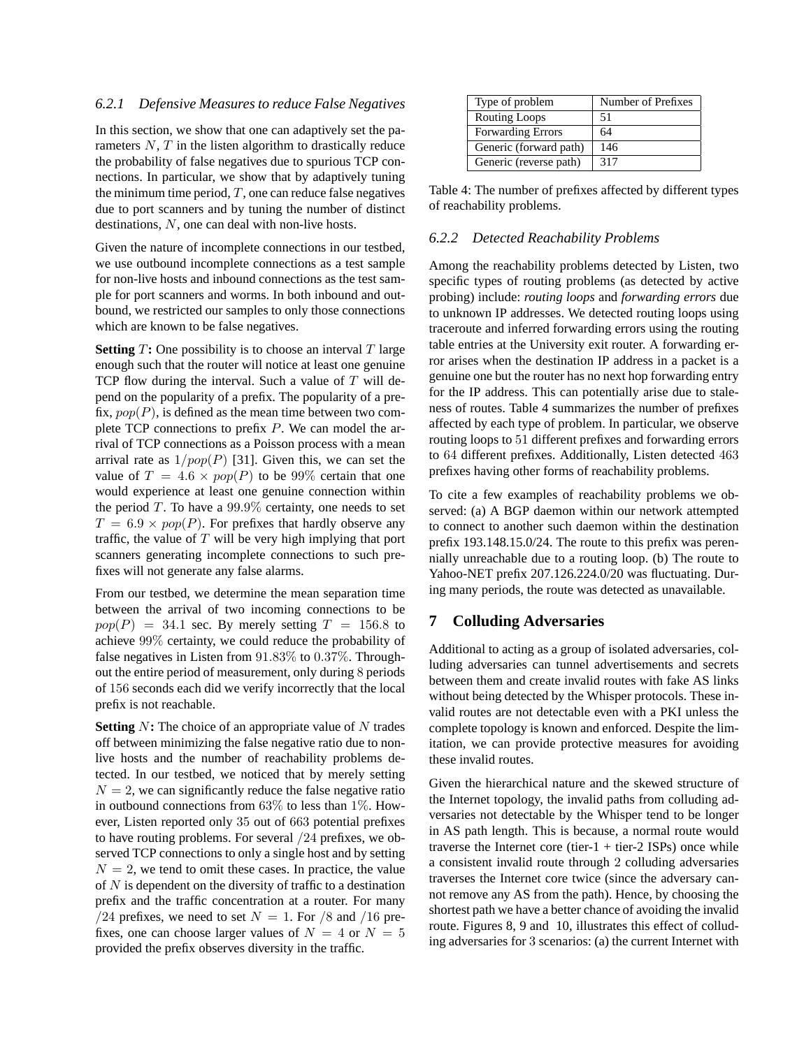### 6.2.1 Defensive Measures to reduce False Negatives

In this section, we show that one can adaptively set the parameters $N$, $T$ in the listen algorithm to drastically reduce the probability of false negatives due to spurious TCP connections. In particular, we show that by adaptively tuning the minimum time period, $T$, one can reduce false negatives due to port scanners and by tuning the number of distinct destinations, $N$, one can deal with non-live hosts.

Given the nature of incomplete connections in our testbed, we use outbound incomplete connections as a test sample for non-live hosts and inbound connections as the test sample for port scanners and worms. In both inbound and outbound, we restricted our samples to only those connections which are known to be false negatives.

**Setting $T$:** One possibility is to choose an interval $T$ large enough such that the router will notice at least one genuine TCP flow during the interval. Such a value of $T$ will depend on the popularity of a prefix. The popularity of a prefix, $pop(P)$, is defined as the mean time between two complete TCP connections to prefix $P$. We can model the arrival of TCP connections as a Poisson process with a mean arrival rate as $1/pop(P)$ [31]. Given this, we can set the value of $T = 4.6 \times pop(P)$ to be 99% certain that one would experience at least one genuine connection within the period $T$. To have a 99.9% certainty, one needs to set $T = 6.9 \times pop(P)$. For prefixes that hardly observe any traffic, the value of $T$ will be very high implying that port scanners generating incomplete connections to such prefixes will not generate any false alarms.

From our testbed, we determine the mean separation time between the arrival of two incoming connections to be $pop(P) = 34.1$ sec. By merely setting $T = 156.8$ to achieve 99% certainty, we could reduce the probability of false negatives in Listen from 91.83% to 0.37%. Throughout the entire period of measurement, only during 8 periods of 156 seconds each did we verify incorrectly that the local prefix is not reachable.

**Setting $N$:** The choice of an appropriate value of $N$ trades off between minimizing the false negative ratio due to non-live hosts and the number of reachability problems detected. In our testbed, we noticed that by merely setting $N = 2$, we can significantly reduce the false negative ratio in outbound connections from 63% to less than 1%. However, Listen reported only 35 out of 663 potential prefixes to have routing problems. For several /24 prefixes, we observed TCP connections to only a single host and by setting $N = 2$, we tend to omit these cases. In practice, the value of $N$ is dependent on the diversity of traffic to a destination prefix and the traffic concentration at a router. For many /24 prefixes, we need to set $N = 1$. For /8 and /16 prefixes, one can choose larger values of $N = 4$ or $N = 5$ provided the prefix observes diversity in the traffic.

| Type of problem | Number of Prefixes |
|---|---|
| Routing Loops | 51 |
| Forwarding Errors | 64 |
| Generic (forward path) | 146 |
| Generic (reverse path) | 317 |

Table 4: The number of prefixes affected by different types of reachability problems.

### 6.2.2 Detected Reachability Problems

Among the reachability problems detected by Listen, two specific types of routing problems (as detected by active probing) include: *routing loops* and *forwarding errors* due to unknown IP addresses. We detected routing loops using traceroute and inferred forwarding errors using the routing table entries at the University exit router. A forwarding error arises when the destination IP address in a packet is a genuine one but the router has no next hop forwarding entry for the IP address. This can potentially arise due to staleness of routes. Table 4 summarizes the number of prefixes affected by each type of problem. In particular, we observe routing loops to 51 different prefixes and forwarding errors to 64 different prefixes. Additionally, Listen detected 463 prefixes having other forms of reachability problems.

To cite a few examples of reachability problems we observed: (a) A BGP daemon within our network attempted to connect to another such daemon within the destination prefix 193.148.15.0/24. The route to this prefix was perennially unreachable due to a routing loop. (b) The route to Yahoo-NET prefix 207.126.224.0/20 was fluctuating. During many periods, the route was detected as unavailable.

## 7 Colluding Adversaries

Additional to acting as a group of isolated adversaries, colluding adversaries can tunnel advertisements and secrets between them and create invalid routes with fake AS links without being detected by the Whisper protocols. These invalid routes are not detectable even with a PKI unless the complete topology is known and enforced. Despite the limitation, we can provide protective measures for avoiding these invalid routes.

Given the hierarchical nature and the skewed structure of the Internet topology, the invalid paths from colluding adversaries not detectable by the Whisper tend to be longer in AS path length. This is because, a normal route would traverse the Internet core (tier-1 + tier-2 ISPs) once while a consistent invalid route through 2 colluding adversaries traverses the Internet core twice (since the adversary cannot remove any AS from the path). Hence, by choosing the shortest path we have a better chance of avoiding the invalid route. Figures 8, 9 and 10, illustrates this effect of colluding adversaries for 3 scenarios: (a) the current Internet with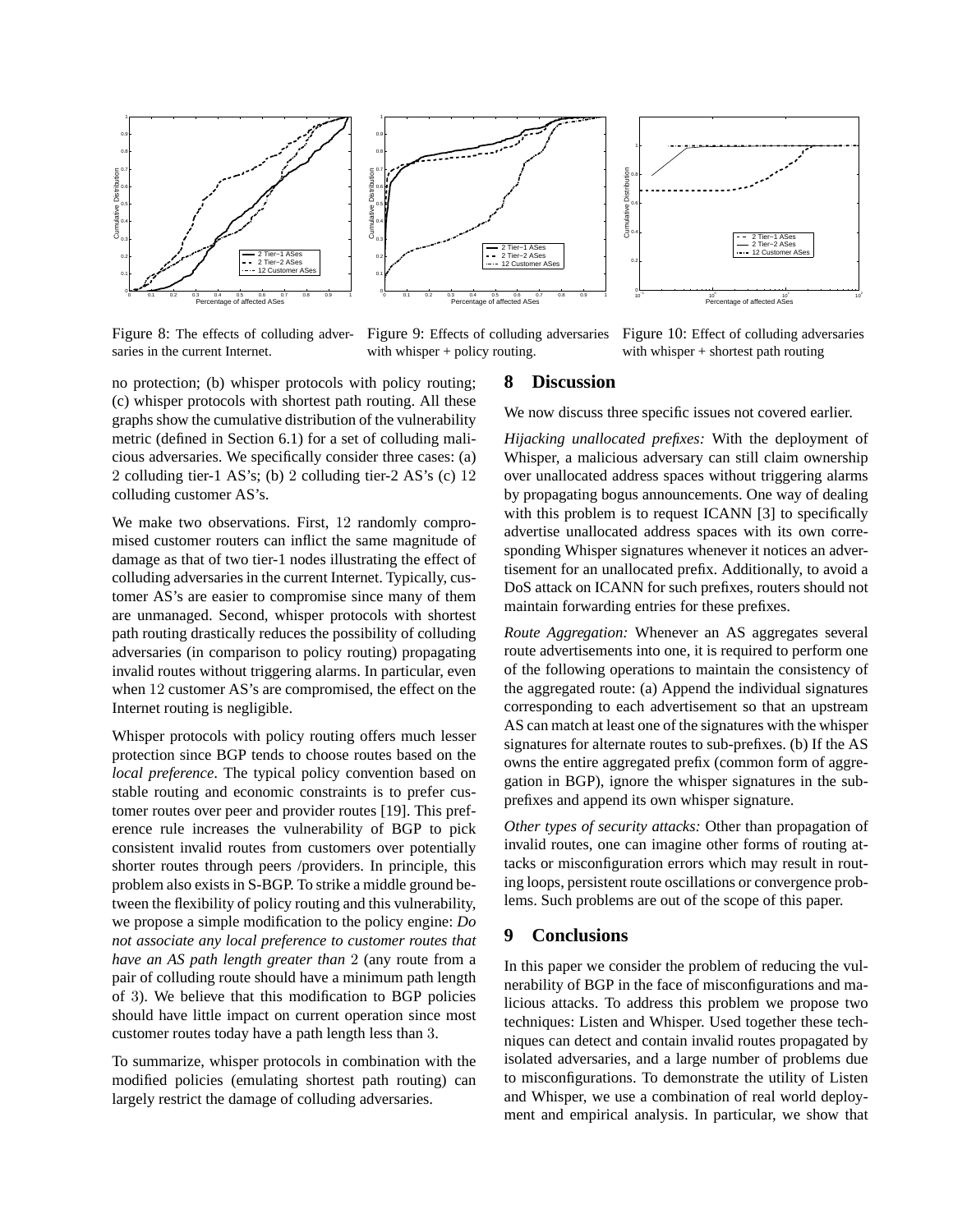Figure 8: The effects of colluding adversaries in the current Internet.

Figure 9: Effects of colluding adversaries with whisper + policy routing.

Figure 10: Effect of colluding adversaries with whisper + shortest path routing

no protection; (b) whisper protocols with policy routing; (c) whisper protocols with shortest path routing. All these graphs show the cumulative distribution of the vulnerability metric (defined in Section 6.1) for a set of colluding malicious adversaries. We specifically consider three cases: (a) 2 colluding tier-1 AS's; (b) 2 colluding tier-2 AS's (c) 12 colluding customer AS's.

We make two observations. First, 12 randomly compromised customer routers can inflict the same magnitude of damage as that of two tier-1 nodes illustrating the effect of colluding adversaries in the current Internet. Typically, customer AS's are easier to compromise since many of them are unmanaged. Second, whisper protocols with shortest path routing drastically reduces the possibility of colluding adversaries (in comparison to policy routing) propagating invalid routes without triggering alarms. In particular, even when 12 customer AS's are compromised, the effect on the Internet routing is negligible.

Whisper protocols with policy routing offers much lesser protection since BGP tends to choose routes based on the *local preference*. The typical policy convention based on stable routing and economic constraints is to prefer customer routes over peer and provider routes [19]. This preference rule increases the vulnerability of BGP to pick consistent invalid routes from customers over potentially shorter routes through peers /providers. In principle, this problem also exists in S-BGP. To strike a middle ground between the flexibility of policy routing and this vulnerability, we propose a simple modification to the policy engine: *Do not associate any local preference to customer routes that have an AS path length greater than* 2 (any route from a pair of colluding route should have a minimum path length of 3). We believe that this modification to BGP policies should have little impact on current operation since most customer routes today have a path length less than 3.

To summarize, whisper protocols in combination with the modified policies (emulating shortest path routing) can largely restrict the damage of colluding adversaries.

## 8 Discussion

We now discuss three specific issues not covered earlier.

*Hijacking unallocated prefixes:* With the deployment of Whisper, a malicious adversary can still claim ownership over unallocated address spaces without triggering alarms by propagating bogus announcements. One way of dealing with this problem is to request ICANN [3] to specifically advertise unallocated address spaces with its own corresponding Whisper signatures whenever it notices an advertisement for an unallocated prefix. Additionally, to avoid a DoS attack on ICANN for such prefixes, routers should not maintain forwarding entries for these prefixes.

*Route Aggregation:* Whenever an AS aggregates several route advertisements into one, it is required to perform one of the following operations to maintain the consistency of the aggregated route: (a) Append the individual signatures corresponding to each advertisement so that an upstream AS can match at least one of the signatures with the whisper signatures for alternate routes to sub-prefixes. (b) If the AS owns the entire aggregated prefix (common form of aggregation in BGP), ignore the whisper signatures in the sub-prefixes and append its own whisper signature.

*Other types of security attacks:* Other than propagation of invalid routes, one can imagine other forms of routing attacks or misconfiguration errors which may result in routing loops, persistent route oscillations or convergence problems. Such problems are out of the scope of this paper.

## 9 Conclusions

In this paper we consider the problem of reducing the vulnerability of BGP in the face of misconfigurations and malicious attacks. To address this problem we propose two techniques: Listen and Whisper. Used together these techniques can detect and contain invalid routes propagated by isolated adversaries, and a large number of problems due to misconfigurations. To demonstrate the utility of Listen and Whisper, we use a combination of real world deployment and empirical analysis. In particular, we show that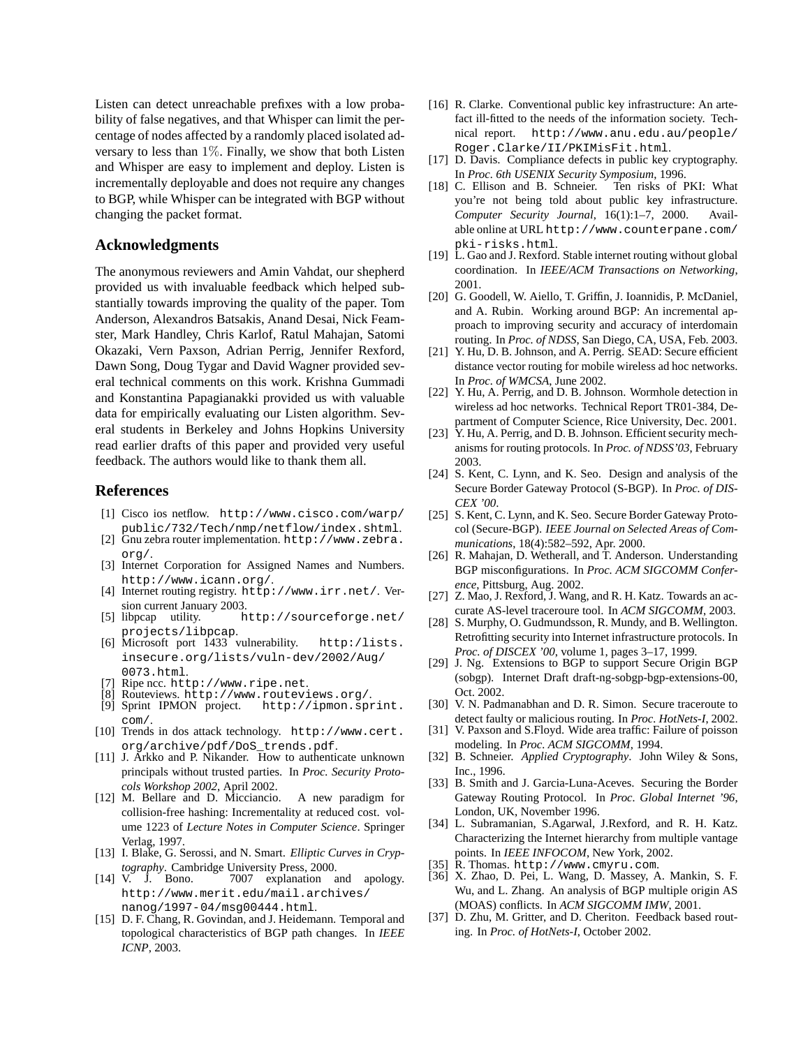Listen can detect unreachable prefixes with a low probability of false negatives, and that Whisper can limit the percentage of nodes affected by a randomly placed isolated adversary to less than $1\%$. Finally, we show that both Listen and Whisper are easy to implement and deploy. Listen is incrementally deployable and does not require any changes to BGP, while Whisper can be integrated with BGP without changing the packet format.

## Acknowledgments

The anonymous reviewers and Amin Vahdat, our shepherd provided us with invaluable feedback which helped substantially towards improving the quality of the paper. Tom Anderson, Alexandros Batsakis, Anand Desai, Nick Feamster, Mark Handley, Chris Karlof, Ratul Mahajan, Satomi Okazaki, Vern Paxson, Adrian Perrig, Jennifer Rexford, Dawn Song, Doug Tygar and David Wagner provided several technical comments on this work. Krishna Gummadi and Konstantina Papagianakki provided us with valuable data for empirically evaluating our Listen algorithm. Several students in Berkeley and Johns Hopkins University read earlier drafts of this paper and provided very useful feedback. The authors would like to thank them all.

## References

[1] Cisco ios netflow. `http://www.cisco.com/warp/public/732/Tech/nmp/netflow/index.shtml`.

[2] Gnu zebra router implementation. `http://www.zebra.org/`.

[3] Internet Corporation for Assigned Names and Numbers. `http://www.icann.org/`.

[4] Internet routing registry. `http://www.irr.net/`. Version current January 2003.

[5] libpcap utility. `http://sourceforge.net/projects/libpcap`.

[6] Microsoft port 1433 vulnerability. `http:/lists.insecure.org/lists/vuln-dev/2002/Aug/0073.html`.

[7] Ripe ncc. `http://www.ripe.net`.

[8] Routeviews. `http://www.routeviews.org/`.

[9] Sprint IPMON project. `http://ipmon.sprint.com/`.

[10] Trends in dos attack technology. `http://www.cert.org/archive/pdf/DoS_trends.pdf`.

[11] J. Arkko and P. Nikander. How to authenticate unknown principals without trusted parties. In *Proc. Security Protocols Workshop 2002*, April 2002.

[12] M. Bellare and D. Micciancio. A new paradigm for collision-free hashing: Incrementality at reduced cost. volume 1223 of *Lecture Notes in Computer Science*. Springer Verlag, 1997.

[13] I. Blake, G. Serossi, and N. Smart. *Elliptic Curves in Cryptography*. Cambridge University Press, 2000.

[14] V. J. Bono. 7007 explanation and apology. `http://www.merit.edu/mail.archives/nanog/1997-04/msg00444.html`.

[15] D. F. Chang, R. Govindan, and J. Heidemann. Temporal and topological characteristics of BGP path changes. In *IEEE ICNP*, 2003.

[16] R. Clarke. Conventional public key infrastructure: An artefact ill-fitted to the needs of the information society. Technical report. `http://www.anu.edu.au/people/Roger.Clarke/II/PKIMisFit.html`.

[17] D. Davis. Compliance defects in public key cryptography. In *Proc. 6th USENIX Security Symposium*, 1996.

[18] C. Ellison and B. Schneier. Ten risks of PKI: What you're not being told about public key infrastructure. *Computer Security Journal*, 16(1):1–7, 2000. Available online at URL `http://www.counterpane.com/pki-risks.html`.

[19] L. Gao and J. Rexford. Stable internet routing without global coordination. In *IEEE/ACM Transactions on Networking*, 2001.

[20] G. Goodell, W. Aiello, T. Griffin, J. Ioannidis, P. McDaniel, and A. Rubin. Working around BGP: An incremental approach to improving security and accuracy of interdomain routing. In *Proc. of NDSS*, San Diego, CA, USA, Feb. 2003.

[21] Y. Hu, D. B. Johnson, and A. Perrig. SEAD: Secure efficient distance vector routing for mobile wireless ad hoc networks. In *Proc. of WMCSA*, June 2002.

[22] Y. Hu, A. Perrig, and D. B. Johnson. Wormhole detection in wireless ad hoc networks. Technical Report TR01-384, Department of Computer Science, Rice University, Dec. 2001.

[23] Y. Hu, A. Perrig, and D. B. Johnson. Efficient security mechanisms for routing protocols. In *Proc. of NDSS'03*, February 2003.

[24] S. Kent, C. Lynn, and K. Seo. Design and analysis of the Secure Border Gateway Protocol (S-BGP). In *Proc. of DISCEX '00*.

[25] S. Kent, C. Lynn, and K. Seo. Secure Border Gateway Protocol (Secure-BGP). *IEEE Journal on Selected Areas of Communications*, 18(4):582–592, Apr. 2000.

[26] R. Mahajan, D. Wetherall, and T. Anderson. Understanding BGP misconfigurations. In *Proc. ACM SIGCOMM Conference*, Pittsburg, Aug. 2002.

[27] Z. Mao, J. Rexford, J. Wang, and R. H. Katz. Towards an accurate AS-level traceroute tool. In *ACM SIGCOMM*, 2003.

[28] S. Murphy, O. Gudmundsson, R. Mundy, and B. Wellington. Retrofitting security into Internet infrastructure protocols. In *Proc. of DISCEX '00*, volume 1, pages 3–17, 1999.

[29] J. Ng. Extensions to BGP to support Secure Origin BGP (sobgp). Internet Draft draft-ng-sobgp-bgp-extensions-00, Oct. 2002.

[30] V. N. Padmanabhan and D. R. Simon. Secure traceroute to detect faulty or malicious routing. In *Proc. HotNets-I*, 2002.

[31] V. Paxson and S.Floyd. Wide area traffic: Failure of poisson modeling. In *Proc. ACM SIGCOMM*, 1994.

[32] B. Schneier. *Applied Cryptography*. John Wiley & Sons, Inc., 1996.

[33] B. Smith and J. Garcia-Luna-Aceves. Securing the Border Gateway Routing Protocol. In *Proc. Global Internet '96*, London, UK, November 1996.

[34] L. Subramanian, S.Agarwal, J.Rexford, and R. H. Katz. Characterizing the Internet hierarchy from multiple vantage points. In *IEEE INFOCOM*, New York, 2002.

[35] R. Thomas. `http://www.cmyru.com`.

[36] X. Zhao, D. Pei, L. Wang, D. Massey, A. Mankin, S. F. Wu, and L. Zhang. An analysis of BGP multiple origin AS (MOAS) conflicts. In *ACM SIGCOMM IMW*, 2001.

[37] D. Zhu, M. Gritter, and D. Cheriton. Feedback based routing. In *Proc. of HotNets-I*, October 2002.